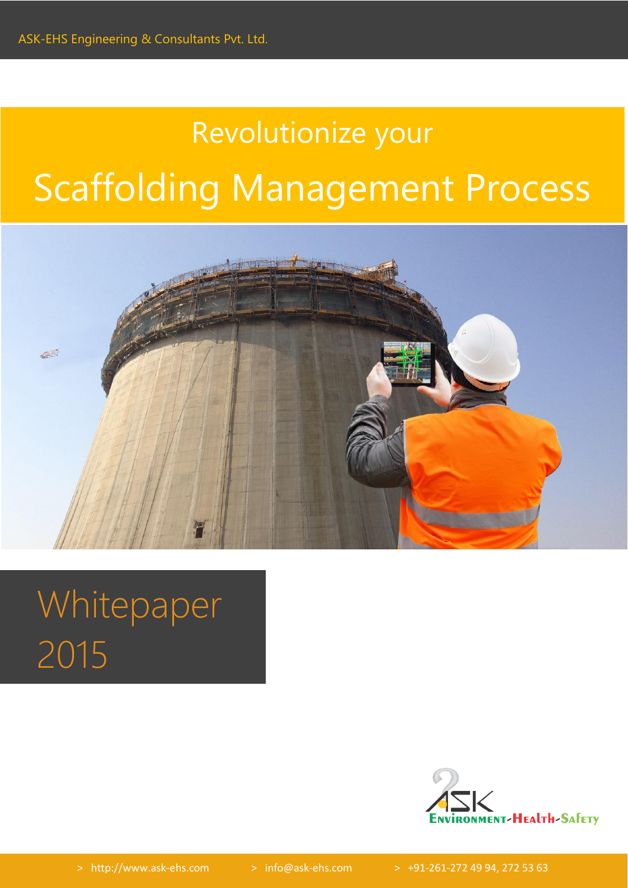ASK-EHS Engineering & Consultants Pvt. Ltd.

# Revolutionize your

# Scaffolding Management Process

## Whitepaper 2015

ASK Environment-Health-Safety

> http://www.ask-ehs.com > info@ask-ehs.com > +91-261-272 49 94, 272 53 63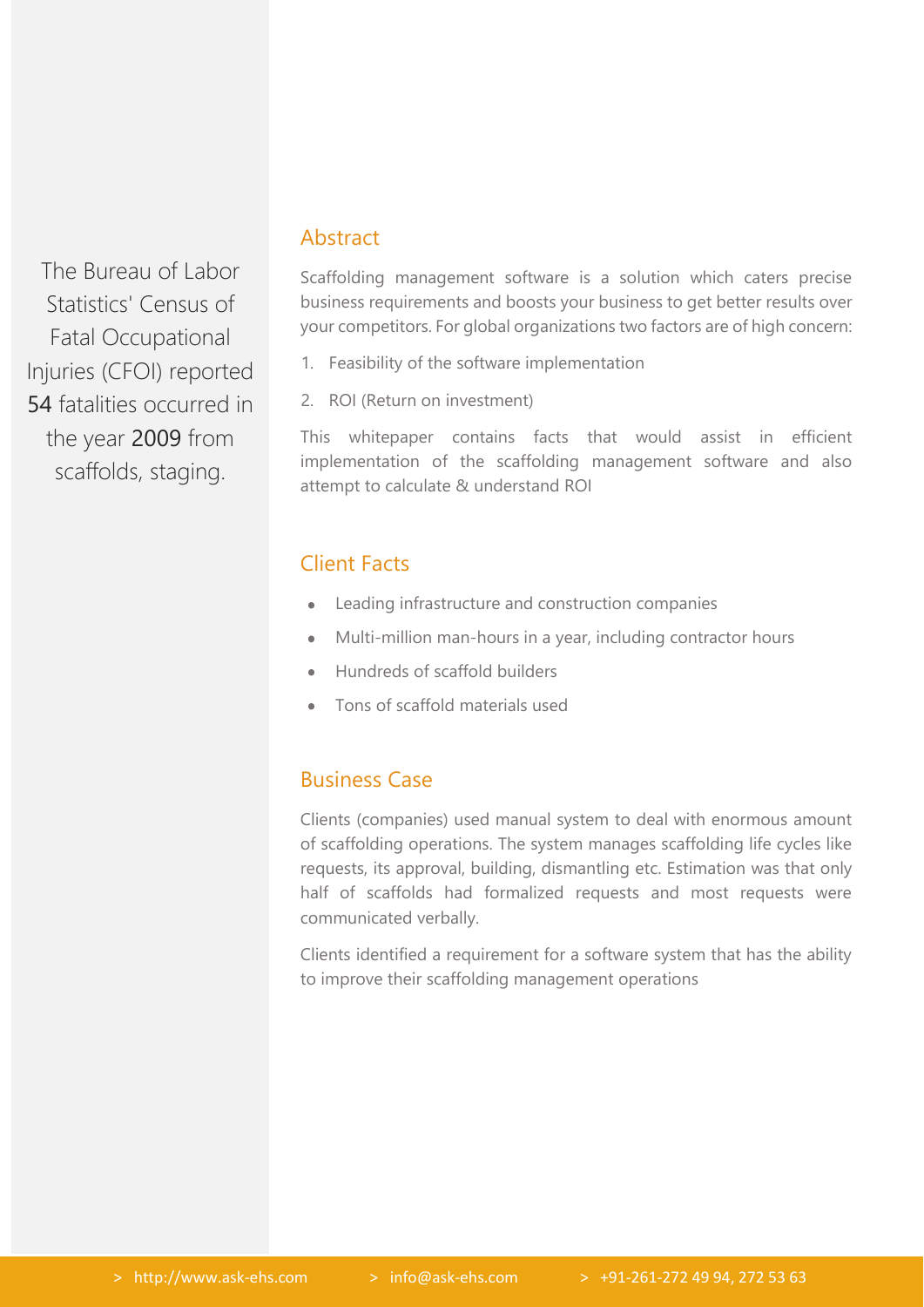The Bureau of Labor Statistics' Census of Fatal Occupational Injuries (CFOI) reported 54 fatalities occurred in the year 2009 from scaffolds, staging.

## Abstract

Scaffolding management software is a solution which caters precise business requirements and boosts your business to get better results over your competitors. For global organizations two factors are of high concern:

1. Feasibility of the software implementation
2. ROI (Return on investment)

This whitepaper contains facts that would assist in efficient implementation of the scaffolding management software and also attempt to calculate & understand ROI

## Client Facts

- Leading infrastructure and construction companies
- Multi-million man-hours in a year, including contractor hours
- Hundreds of scaffold builders
- Tons of scaffold materials used

## Business Case

Clients (companies) used manual system to deal with enormous amount of scaffolding operations. The system manages scaffolding life cycles like requests, its approval, building, dismantling etc. Estimation was that only half of scaffolds had formalized requests and most requests were communicated verbally.

Clients identified a requirement for a software system that has the ability to improve their scaffolding management operations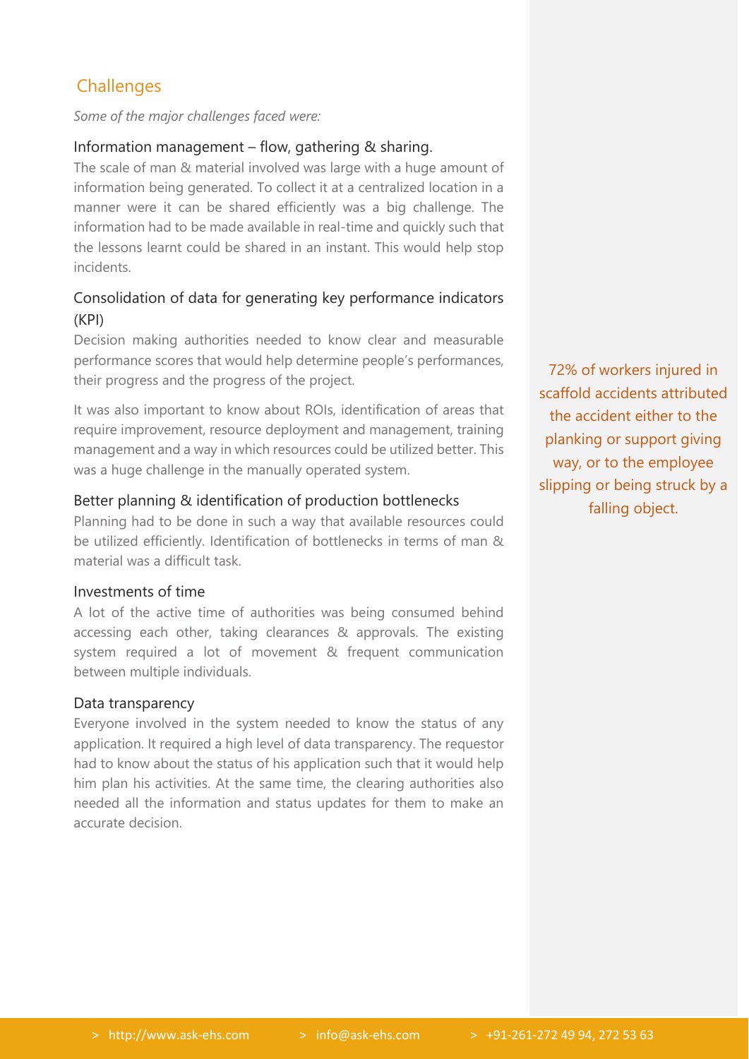## Challenges

*Some of the major challenges faced were:*

### Information management – flow, gathering & sharing.

The scale of man & material involved was large with a huge amount of information being generated. To collect it at a centralized location in a manner were it can be shared efficiently was a big challenge. The information had to be made available in real-time and quickly such that the lessons learnt could be shared in an instant. This would help stop incidents.

### Consolidation of data for generating key performance indicators (KPI)

Decision making authorities needed to know clear and measurable performance scores that would help determine people's performances, their progress and the progress of the project.

It was also important to know about ROIs, identification of areas that require improvement, resource deployment and management, training management and a way in which resources could be utilized better. This was a huge challenge in the manually operated system.

### Better planning & identification of production bottlenecks

Planning had to be done in such a way that available resources could be utilized efficiently. Identification of bottlenecks in terms of man & material was a difficult task.

### Investments of time

A lot of the active time of authorities was being consumed behind accessing each other, taking clearances & approvals. The existing system required a lot of movement & frequent communication between multiple individuals.

### Data transparency

Everyone involved in the system needed to know the status of any application. It required a high level of data transparency. The requestor had to know about the status of his application such that it would help him plan his activities. At the same time, the clearing authorities also needed all the information and status updates for them to make an accurate decision.

72% of workers injured in scaffold accidents attributed the accident either to the planking or support giving way, or to the employee slipping or being struck by a falling object.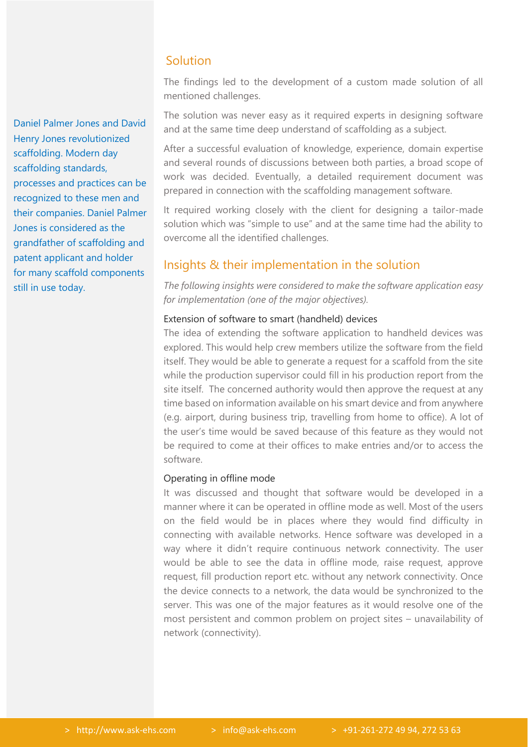Daniel Palmer Jones and David Henry Jones revolutionized scaffolding. Modern day scaffolding standards, processes and practices can be recognized to these men and their companies. Daniel Palmer Jones is considered as the grandfather of scaffolding and patent applicant and holder for many scaffold components still in use today.

## Solution

The findings led to the development of a custom made solution of all mentioned challenges.

The solution was never easy as it required experts in designing software and at the same time deep understand of scaffolding as a subject.

After a successful evaluation of knowledge, experience, domain expertise and several rounds of discussions between both parties, a broad scope of work was decided. Eventually, a detailed requirement document was prepared in connection with the scaffolding management software.

It required working closely with the client for designing a tailor-made solution which was "simple to use" and at the same time had the ability to overcome all the identified challenges.

## Insights & their implementation in the solution

*The following insights were considered to make the software application easy for implementation (one of the major objectives).*

### Extension of software to smart (handheld) devices

The idea of extending the software application to handheld devices was explored. This would help crew members utilize the software from the field itself. They would be able to generate a request for a scaffold from the site while the production supervisor could fill in his production report from the site itself. The concerned authority would then approve the request at any time based on information available on his smart device and from anywhere (e.g. airport, during business trip, travelling from home to office). A lot of the user's time would be saved because of this feature as they would not be required to come at their offices to make entries and/or to access the software.

### Operating in offline mode

It was discussed and thought that software would be developed in a manner where it can be operated in offline mode as well. Most of the users on the field would be in places where they would find difficulty in connecting with available networks. Hence software was developed in a way where it didn't require continuous network connectivity. The user would be able to see the data in offline mode, raise request, approve request, fill production report etc. without any network connectivity. Once the device connects to a network, the data would be synchronized to the server. This was one of the major features as it would resolve one of the most persistent and common problem on project sites – unavailability of network (connectivity).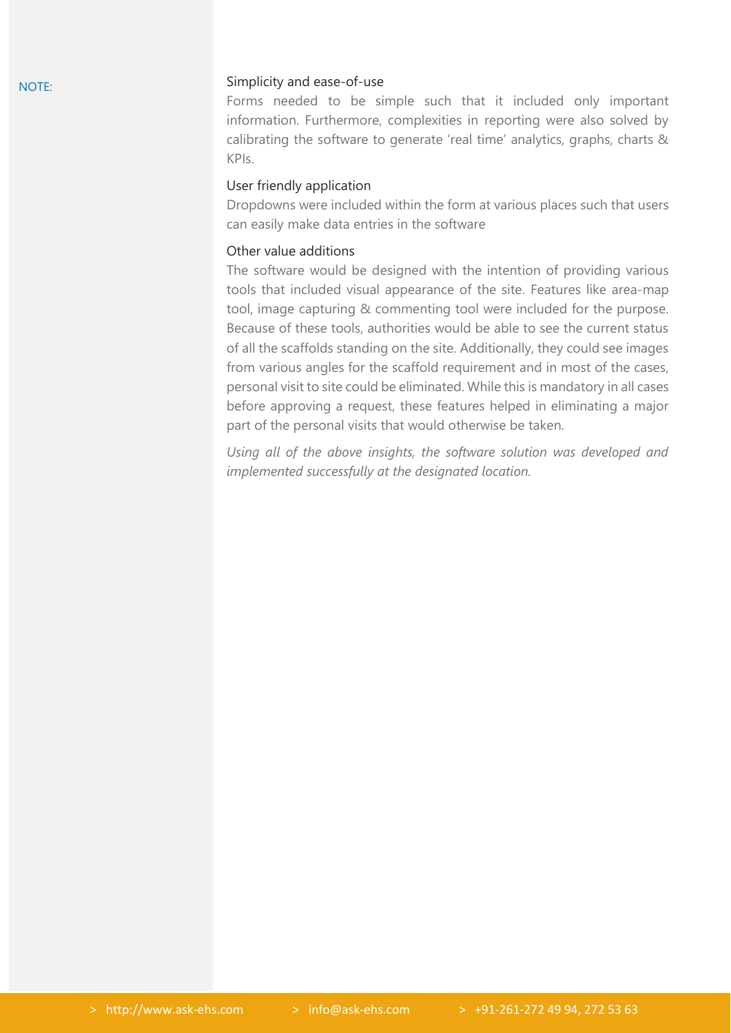NOTE:

### Simplicity and ease-of-use

Forms needed to be simple such that it included only important information. Furthermore, complexities in reporting were also solved by calibrating the software to generate 'real time' analytics, graphs, charts & KPIs.

### User friendly application

Dropdowns were included within the form at various places such that users can easily make data entries in the software

### Other value additions

The software would be designed with the intention of providing various tools that included visual appearance of the site. Features like area-map tool, image capturing & commenting tool were included for the purpose. Because of these tools, authorities would be able to see the current status of all the scaffolds standing on the site. Additionally, they could see images from various angles for the scaffold requirement and in most of the cases, personal visit to site could be eliminated. While this is mandatory in all cases before approving a request, these features helped in eliminating a major part of the personal visits that would otherwise be taken.

*Using all of the above insights, the software solution was developed and implemented successfully at the designated location.*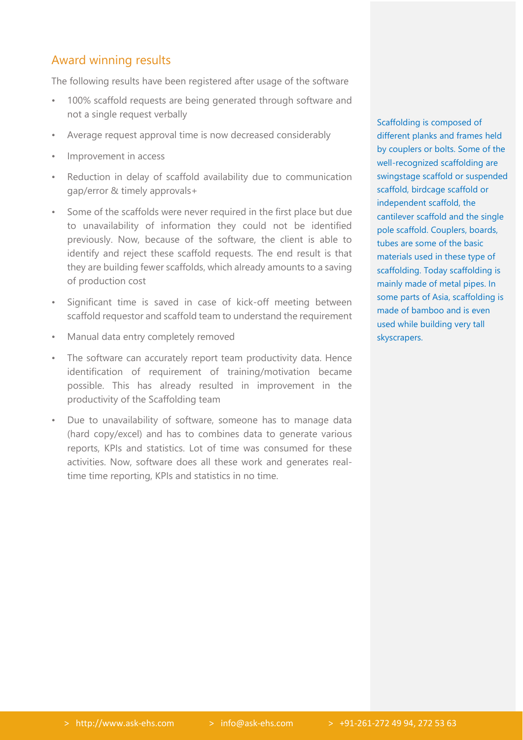## Award winning results

The following results have been registered after usage of the software

- 100% scaffold requests are being generated through software and not a single request verbally
- Average request approval time is now decreased considerably
- Improvement in access
- Reduction in delay of scaffold availability due to communication gap/error & timely approvals+
- Some of the scaffolds were never required in the first place but due to unavailability of information they could not be identified previously. Now, because of the software, the client is able to identify and reject these scaffold requests. The end result is that they are building fewer scaffolds, which already amounts to a saving of production cost
- Significant time is saved in case of kick-off meeting between scaffold requestor and scaffold team to understand the requirement
- Manual data entry completely removed
- The software can accurately report team productivity data. Hence identification of requirement of training/motivation became possible. This has already resulted in improvement in the productivity of the Scaffolding team
- Due to unavailability of software, someone has to manage data (hard copy/excel) and has to combines data to generate various reports, KPIs and statistics. Lot of time was consumed for these activities. Now, software does all these work and generates real-time time reporting, KPIs and statistics in no time.

Scaffolding is composed of different planks and frames held by couplers or bolts. Some of the well-recognized scaffolding are swingstage scaffold or suspended scaffold, birdcage scaffold or independent scaffold, the cantilever scaffold and the single pole scaffold. Couplers, boards, tubes are some of the basic materials used in these type of scaffolding. Today scaffolding is mainly made of metal pipes. In some parts of Asia, scaffolding is made of bamboo and is even used while building very tall skyscrapers.

> http://www.ask-ehs.com > info@ask-ehs.com > +91-261-272 49 94, 272 53 63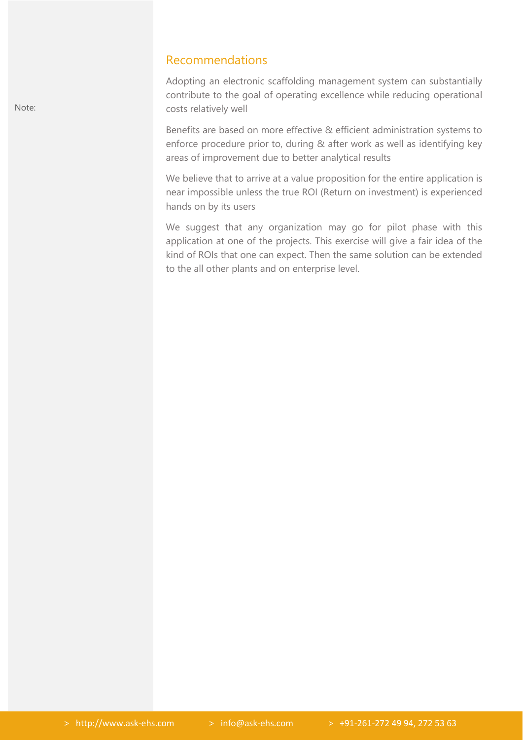Note:

## Recommendations

Adopting an electronic scaffolding management system can substantially contribute to the goal of operating excellence while reducing operational costs relatively well

Benefits are based on more effective & efficient administration systems to enforce procedure prior to, during & after work as well as identifying key areas of improvement due to better analytical results

We believe that to arrive at a value proposition for the entire application is near impossible unless the true ROI (Return on investment) is experienced hands on by its users

We suggest that any organization may go for pilot phase with this application at one of the projects. This exercise will give a fair idea of the kind of ROIs that one can expect. Then the same solution can be extended to the all other plants and on enterprise level.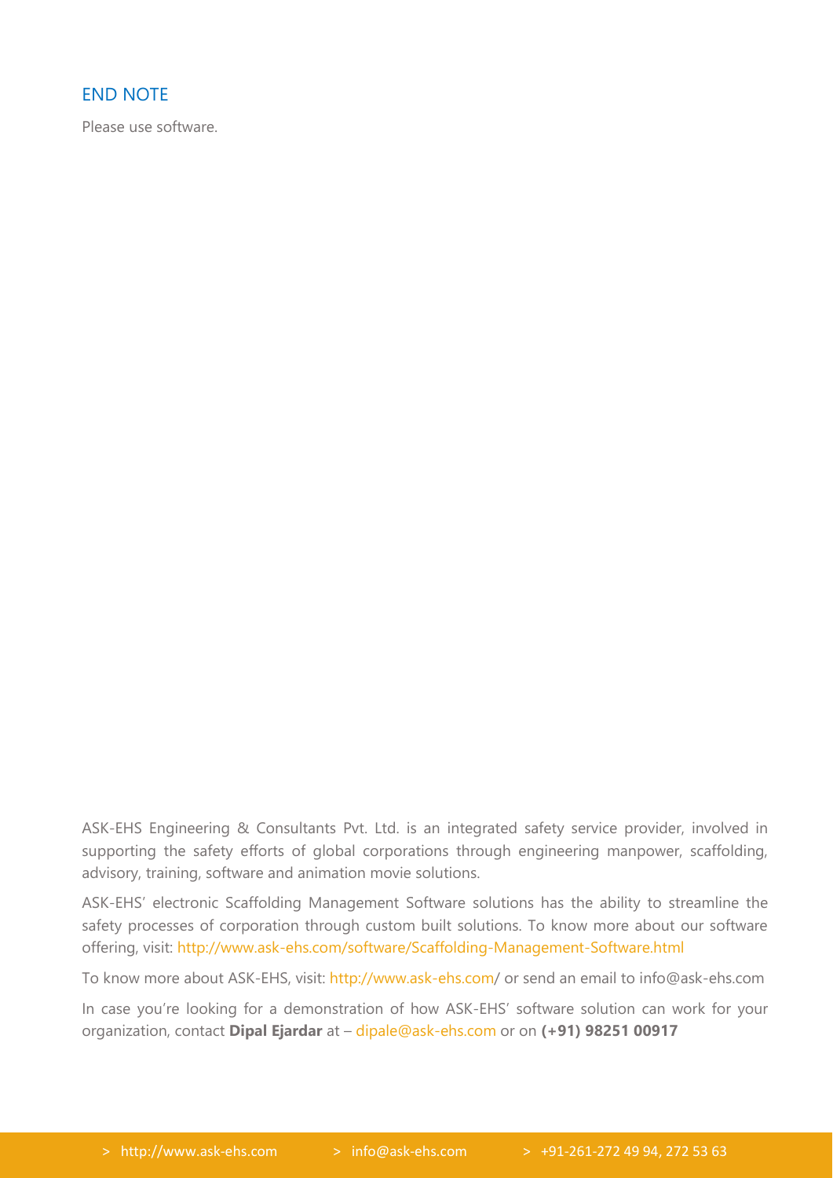## END NOTE

Please use software.

ASK-EHS Engineering & Consultants Pvt. Ltd. is an integrated safety service provider, involved in supporting the safety efforts of global corporations through engineering manpower, scaffolding, advisory, training, software and animation movie solutions.

ASK-EHS' electronic Scaffolding Management Software solutions has the ability to streamline the safety processes of corporation through custom built solutions. To know more about our software offering, visit: http://www.ask-ehs.com/software/Scaffolding-Management-Software.html

To know more about ASK-EHS, visit: http://www.ask-ehs.com/ or send an email to info@ask-ehs.com

In case you're looking for a demonstration of how ASK-EHS' software solution can work for your organization, contact **Dipal Ejardar** at – dipale@ask-ehs.com or on **(+91) 98251 00917**